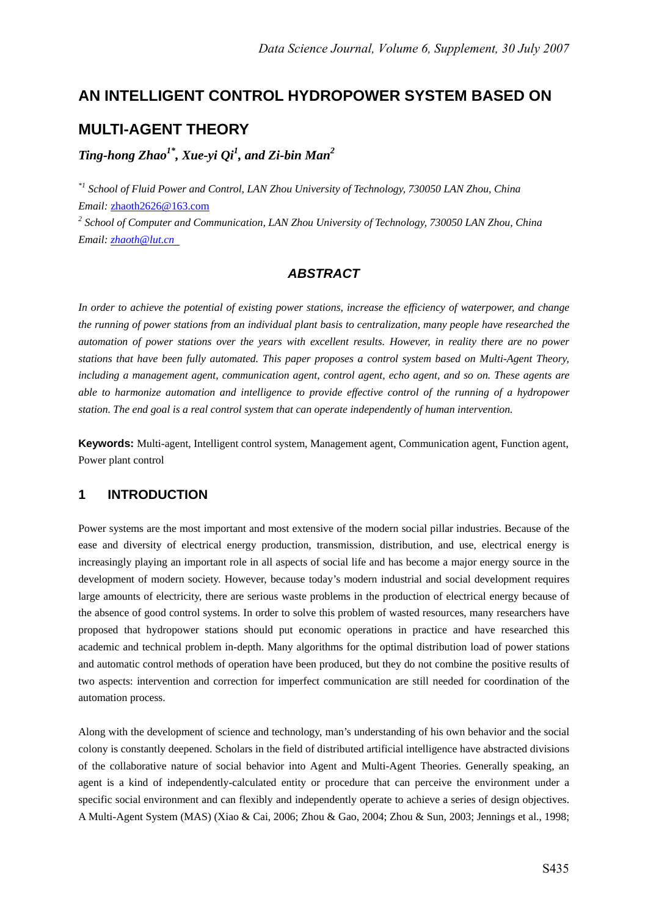# AN INTELLIGENT CONTROL HYDROPOWER SYSTEM BASED ON MULTI-AGENT THEORY

***Ting-hong Zhao[1*], Xue-yi Qi[1], and Zi-bin Man[2]***

*[*1] School of Fluid Power and Control, LAN Zhou University of Technology, 730050 LAN Zhou, China*
*Email:* zhaoth2626@163.com
*[2] School of Computer and Communication, LAN Zhou University of Technology, 730050 LAN Zhou, China*
*Email: zhaoth@lut.cn*

## *ABSTRACT*

*In order to achieve the potential of existing power stations, increase the efficiency of waterpower, and change the running of power stations from an individual plant basis to centralization, many people have researched the automation of power stations over the years with excellent results. However, in reality there are no power stations that have been fully automated. This paper proposes a control system based on Multi-Agent Theory, including a management agent, communication agent, control agent, echo agent, and so on. These agents are able to harmonize automation and intelligence to provide effective control of the running of a hydropower station. The end goal is a real control system that can operate independently of human intervention.*

**Keywords:** Multi-agent, Intelligent control system, Management agent, Communication agent, Function agent, Power plant control

## 1 INTRODUCTION

Power systems are the most important and most extensive of the modern social pillar industries. Because of the ease and diversity of electrical energy production, transmission, distribution, and use, electrical energy is increasingly playing an important role in all aspects of social life and has become a major energy source in the development of modern society. However, because today's modern industrial and social development requires large amounts of electricity, there are serious waste problems in the production of electrical energy because of the absence of good control systems. In order to solve this problem of wasted resources, many researchers have proposed that hydropower stations should put economic operations in practice and have researched this academic and technical problem in-depth. Many algorithms for the optimal distribution load of power stations and automatic control methods of operation have been produced, but they do not combine the positive results of two aspects: intervention and correction for imperfect communication are still needed for coordination of the automation process.

Along with the development of science and technology, man's understanding of his own behavior and the social colony is constantly deepened. Scholars in the field of distributed artificial intelligence have abstracted divisions of the collaborative nature of social behavior into Agent and Multi-Agent Theories. Generally speaking, an agent is a kind of independently-calculated entity or procedure that can perceive the environment under a specific social environment and can flexibly and independently operate to achieve a series of design objectives. A Multi-Agent System (MAS) (Xiao & Cai, 2006; Zhou & Gao, 2004; Zhou & Sun, 2003; Jennings et al., 1998;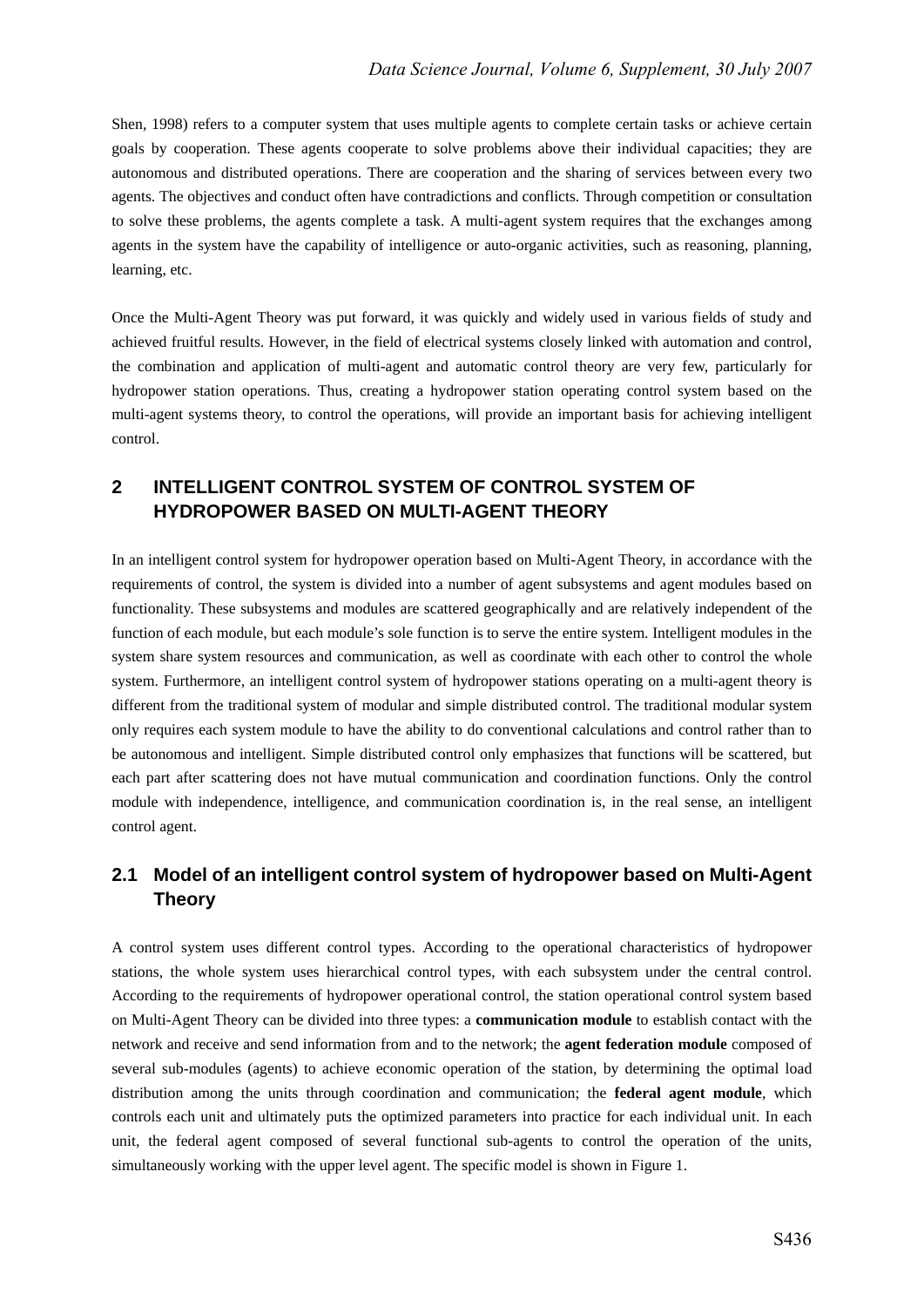Shen, 1998) refers to a computer system that uses multiple agents to complete certain tasks or achieve certain goals by cooperation. These agents cooperate to solve problems above their individual capacities; they are autonomous and distributed operations. There are cooperation and the sharing of services between every two agents. The objectives and conduct often have contradictions and conflicts. Through competition or consultation to solve these problems, the agents complete a task. A multi-agent system requires that the exchanges among agents in the system have the capability of intelligence or auto-organic activities, such as reasoning, planning, learning, etc.

Once the Multi-Agent Theory was put forward, it was quickly and widely used in various fields of study and achieved fruitful results. However, in the field of electrical systems closely linked with automation and control, the combination and application of multi-agent and automatic control theory are very few, particularly for hydropower station operations. Thus, creating a hydropower station operating control system based on the multi-agent systems theory, to control the operations, will provide an important basis for achieving intelligent control.

## 2 INTELLIGENT CONTROL SYSTEM OF CONTROL SYSTEM OF HYDROPOWER BASED ON MULTI-AGENT THEORY

In an intelligent control system for hydropower operation based on Multi-Agent Theory, in accordance with the requirements of control, the system is divided into a number of agent subsystems and agent modules based on functionality. These subsystems and modules are scattered geographically and are relatively independent of the function of each module, but each module's sole function is to serve the entire system. Intelligent modules in the system share system resources and communication, as well as coordinate with each other to control the whole system. Furthermore, an intelligent control system of hydropower stations operating on a multi-agent theory is different from the traditional system of modular and simple distributed control. The traditional modular system only requires each system module to have the ability to do conventional calculations and control rather than to be autonomous and intelligent. Simple distributed control only emphasizes that functions will be scattered, but each part after scattering does not have mutual communication and coordination functions. Only the control module with independence, intelligence, and communication coordination is, in the real sense, an intelligent control agent.

### 2.1 Model of an intelligent control system of hydropower based on Multi-Agent Theory

A control system uses different control types. According to the operational characteristics of hydropower stations, the whole system uses hierarchical control types, with each subsystem under the central control. According to the requirements of hydropower operational control, the station operational control system based on Multi-Agent Theory can be divided into three types: a **communication module** to establish contact with the network and receive and send information from and to the network; the **agent federation module** composed of several sub-modules (agents) to achieve economic operation of the station, by determining the optimal load distribution among the units through coordination and communication; the **federal agent module**, which controls each unit and ultimately puts the optimized parameters into practice for each individual unit. In each unit, the federal agent composed of several functional sub-agents to control the operation of the units, simultaneously working with the upper level agent. The specific model is shown in Figure 1.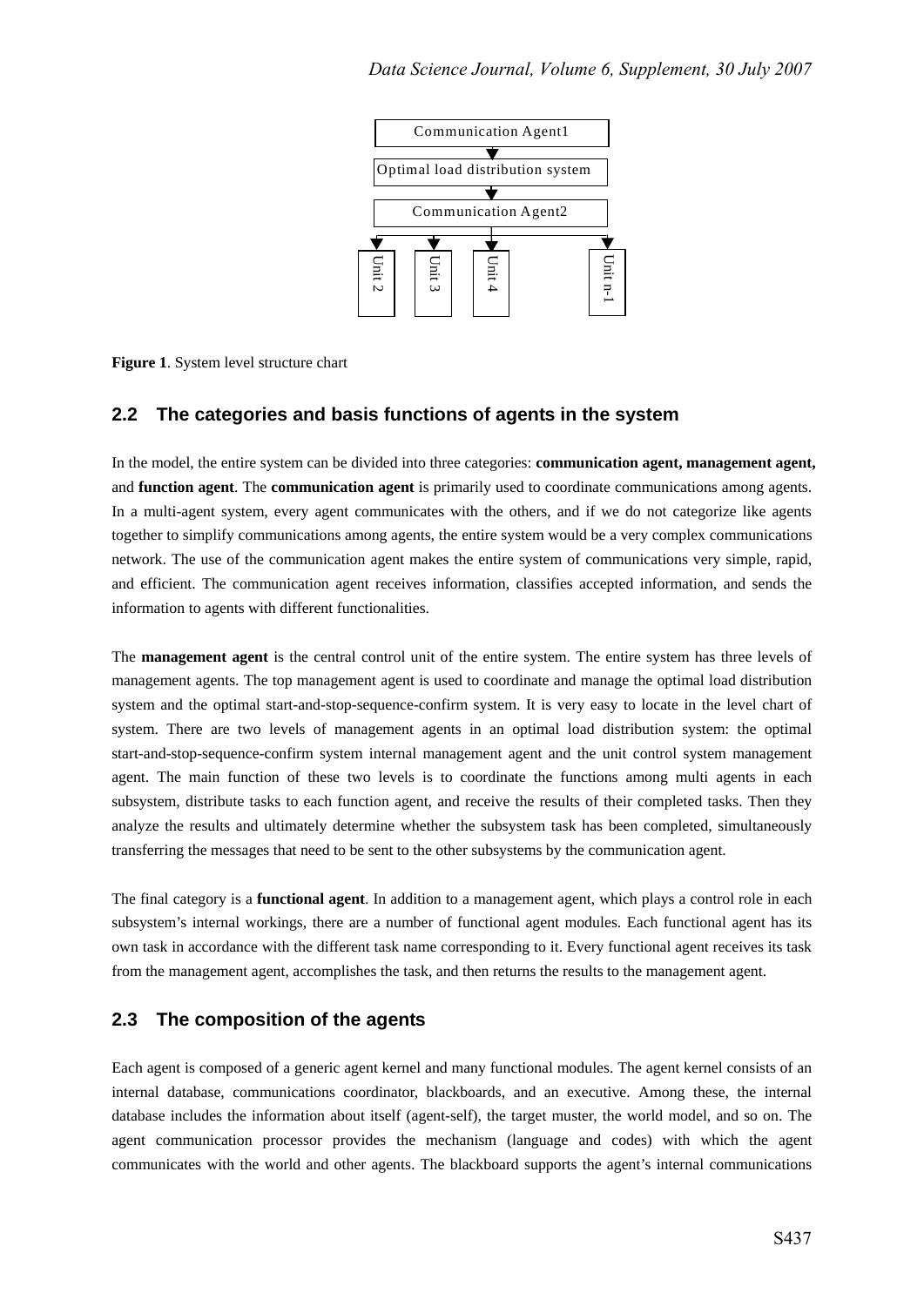Communication Agent1

Optimal load distribution system

Communication Agent2

Unit 2

Unit 3

Unit 4

Unit n-1

**Figure 1**. System level structure chart

## 2.2 The categories and basis functions of agents in the system

In the model, the entire system can be divided into three categories: **communication agent, management agent,** and **function agent**. The **communication agent** is primarily used to coordinate communications among agents. In a multi-agent system, every agent communicates with the others, and if we do not categorize like agents together to simplify communications among agents, the entire system would be a very complex communications network. The use of the communication agent makes the entire system of communications very simple, rapid, and efficient. The communication agent receives information, classifies accepted information, and sends the information to agents with different functionalities.

The **management agent** is the central control unit of the entire system. The entire system has three levels of management agents. The top management agent is used to coordinate and manage the optimal load distribution system and the optimal start-and-stop-sequence-confirm system. It is very easy to locate in the level chart of system. There are two levels of management agents in an optimal load distribution system: the optimal start-and-stop-sequence-confirm system internal management agent and the unit control system management agent. The main function of these two levels is to coordinate the functions among multi agents in each subsystem, distribute tasks to each function agent, and receive the results of their completed tasks. Then they analyze the results and ultimately determine whether the subsystem task has been completed, simultaneously transferring the messages that need to be sent to the other subsystems by the communication agent.

The final category is a **functional agent**. In addition to a management agent, which plays a control role in each subsystem's internal workings, there are a number of functional agent modules. Each functional agent has its own task in accordance with the different task name corresponding to it. Every functional agent receives its task from the management agent, accomplishes the task, and then returns the results to the management agent.

## 2.3 The composition of the agents

Each agent is composed of a generic agent kernel and many functional modules. The agent kernel consists of an internal database, communications coordinator, blackboards, and an executive. Among these, the internal database includes the information about itself (agent-self), the target muster, the world model, and so on. The agent communication processor provides the mechanism (language and codes) with which the agent communicates with the world and other agents. The blackboard supports the agent's internal communications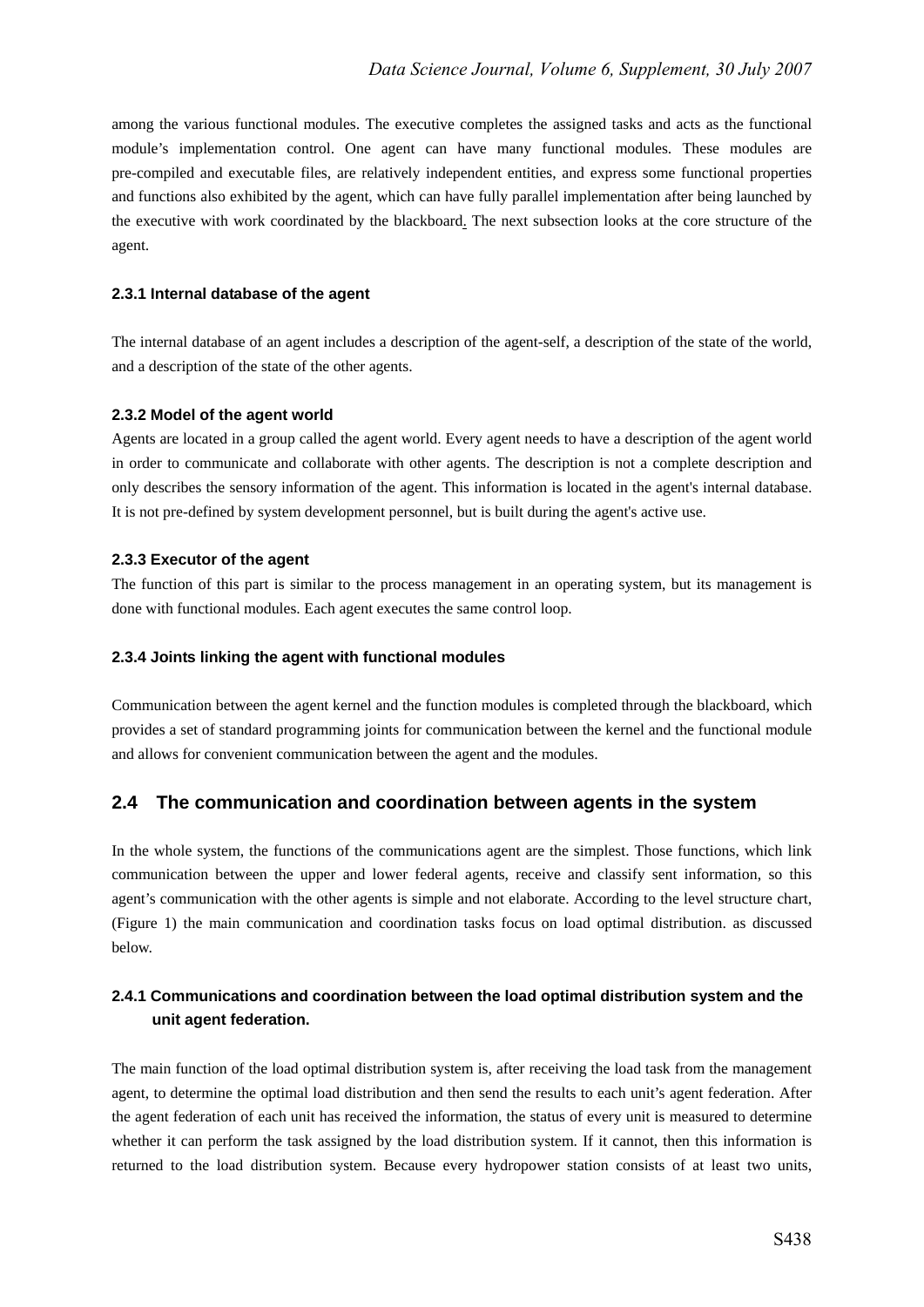among the various functional modules. The executive completes the assigned tasks and acts as the functional module's implementation control. One agent can have many functional modules. These modules are pre-compiled and executable files, are relatively independent entities, and express some functional properties and functions also exhibited by the agent, which can have fully parallel implementation after being launched by the executive with work coordinated by the blackboard. The next subsection looks at the core structure of the agent.

#### 2.3.1 Internal database of the agent

The internal database of an agent includes a description of the agent-self, a description of the state of the world, and a description of the state of the other agents.

#### 2.3.2 Model of the agent world

Agents are located in a group called the agent world. Every agent needs to have a description of the agent world in order to communicate and collaborate with other agents. The description is not a complete description and only describes the sensory information of the agent. This information is located in the agent's internal database. It is not pre-defined by system development personnel, but is built during the agent's active use.

#### 2.3.3 Executor of the agent

The function of this part is similar to the process management in an operating system, but its management is done with functional modules. Each agent executes the same control loop.

#### 2.3.4 Joints linking the agent with functional modules

Communication between the agent kernel and the function modules is completed through the blackboard, which provides a set of standard programming joints for communication between the kernel and the functional module and allows for convenient communication between the agent and the modules.

### 2.4 The communication and coordination between agents in the system

In the whole system, the functions of the communications agent are the simplest. Those functions, which link communication between the upper and lower federal agents, receive and classify sent information, so this agent's communication with the other agents is simple and not elaborate. According to the level structure chart, (Figure 1) the main communication and coordination tasks focus on load optimal distribution. as discussed below.

#### 2.4.1 Communications and coordination between the load optimal distribution system and the unit agent federation.

The main function of the load optimal distribution system is, after receiving the load task from the management agent, to determine the optimal load distribution and then send the results to each unit's agent federation. After the agent federation of each unit has received the information, the status of every unit is measured to determine whether it can perform the task assigned by the load distribution system. If it cannot, then this information is returned to the load distribution system. Because every hydropower station consists of at least two units,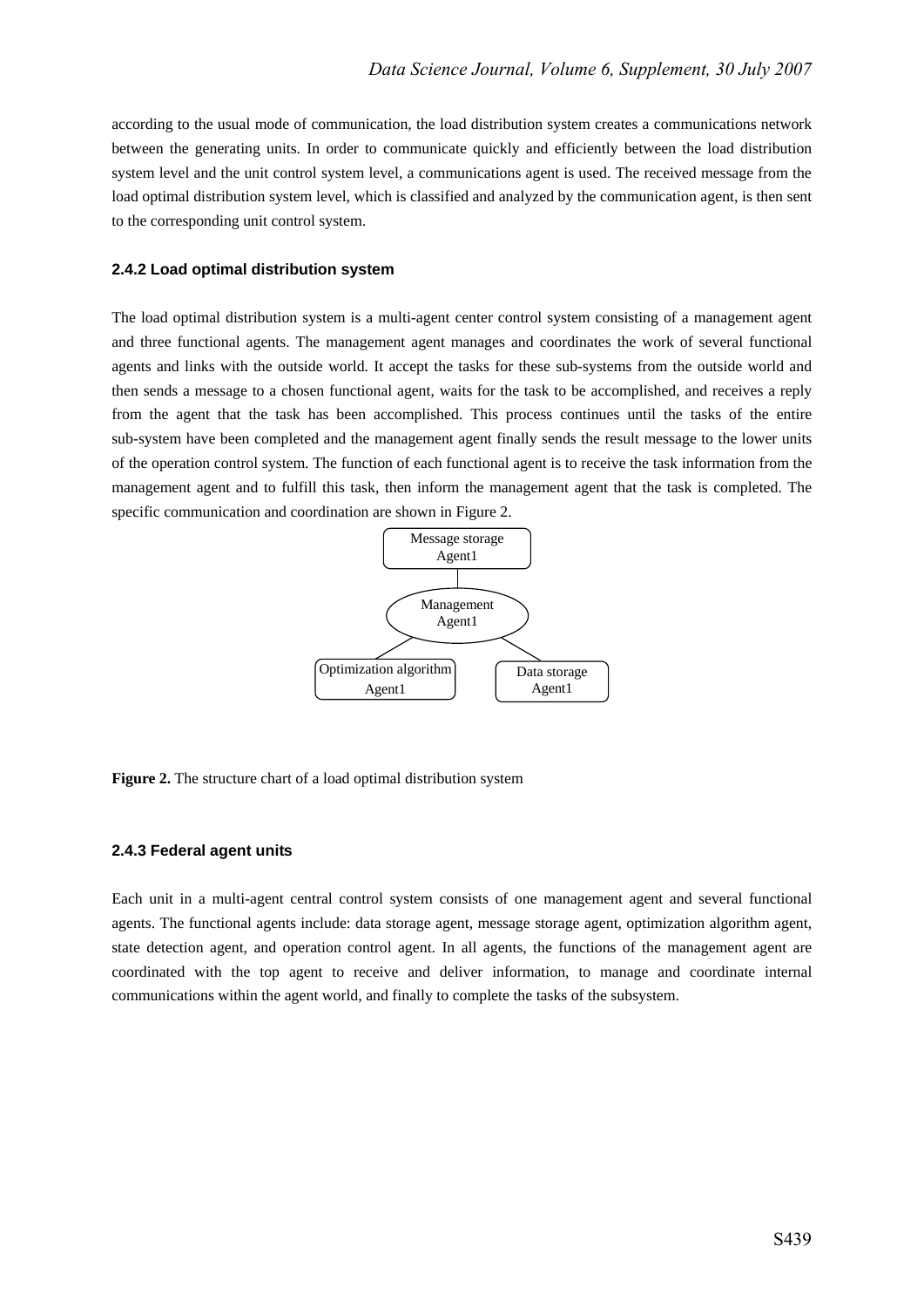according to the usual mode of communication, the load distribution system creates a communications network between the generating units. In order to communicate quickly and efficiently between the load distribution system level and the unit control system level, a communications agent is used. The received message from the load optimal distribution system level, which is classified and analyzed by the communication agent, is then sent to the corresponding unit control system.

#### 2.4.2 Load optimal distribution system

The load optimal distribution system is a multi-agent center control system consisting of a management agent and three functional agents. The management agent manages and coordinates the work of several functional agents and links with the outside world. It accept the tasks for these sub-systems from the outside world and then sends a message to a chosen functional agent, waits for the task to be accomplished, and receives a reply from the agent that the task has been accomplished. This process continues until the tasks of the entire sub-system have been completed and the management agent finally sends the result message to the lower units of the operation control system. The function of each functional agent is to receive the task information from the management agent and to fulfill this task, then inform the management agent that the task is completed. The specific communication and coordination are shown in Figure 2.

Message storage Agent1

Management Agent1

Optimization algorithm Agent1

Data storage Agent1

**Figure 2.** The structure chart of a load optimal distribution system

#### 2.4.3 Federal agent units

Each unit in a multi-agent central control system consists of one management agent and several functional agents. The functional agents include: data storage agent, message storage agent, optimization algorithm agent, state detection agent, and operation control agent. In all agents, the functions of the management agent are coordinated with the top agent to receive and deliver information, to manage and coordinate internal communications within the agent world, and finally to complete the tasks of the subsystem.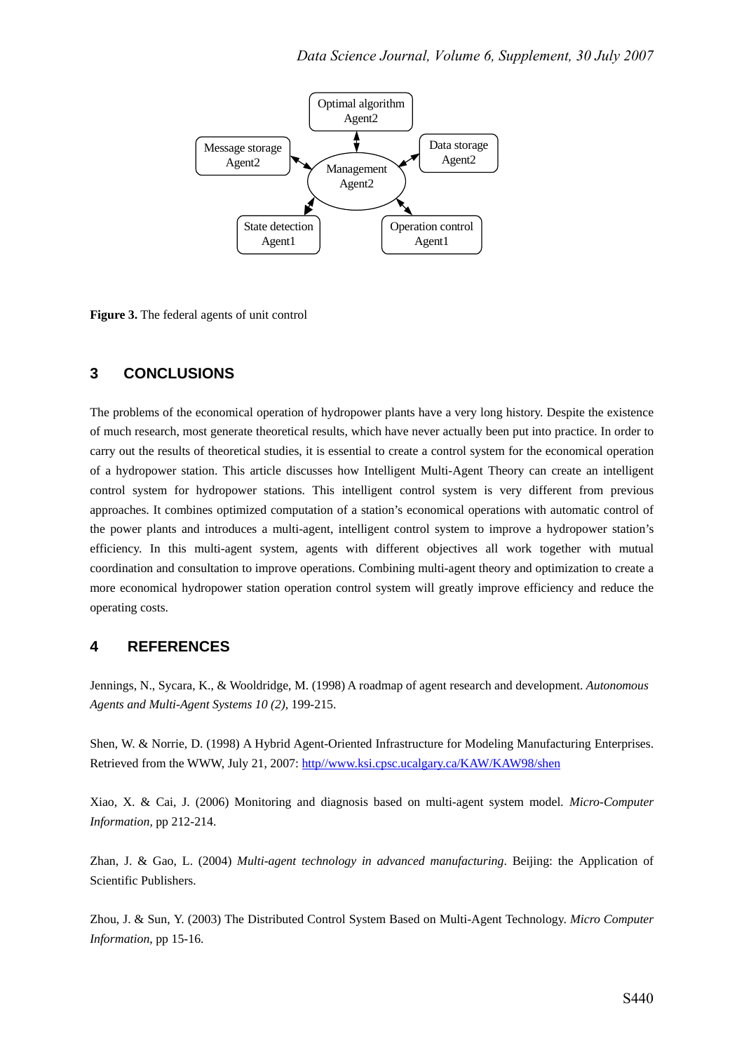Optimal algorithm
Agent2

Message storage
Agent2

Data storage
Agent2

Management
Agent2

State detection
Agent1

Operation control
Agent1

**Figure 3.** The federal agents of unit control

## 3 CONCLUSIONS

The problems of the economical operation of hydropower plants have a very long history. Despite the existence of much research, most generate theoretical results, which have never actually been put into practice. In order to carry out the results of theoretical studies, it is essential to create a control system for the economical operation of a hydropower station. This article discusses how Intelligent Multi-Agent Theory can create an intelligent control system for hydropower stations. This intelligent control system is very different from previous approaches. It combines optimized computation of a station's economical operations with automatic control of the power plants and introduces a multi-agent, intelligent control system to improve a hydropower station's efficiency. In this multi-agent system, agents with different objectives all work together with mutual coordination and consultation to improve operations. Combining multi-agent theory and optimization to create a more economical hydropower station operation control system will greatly improve efficiency and reduce the operating costs.

## 4 REFERENCES

Jennings, N., Sycara, K., & Wooldridge, M. (1998) A roadmap of agent research and development. *Autonomous Agents and Multi-Agent Systems 10 (2),* 199-215.

Shen, W. & Norrie, D. (1998) A Hybrid Agent-Oriented Infrastructure for Modeling Manufacturing Enterprises. Retrieved from the WWW, July 21, 2007: http//www.ksi.cpsc.ucalgary.ca/KAW/KAW98/shen

Xiao, X. & Cai, J. (2006) Monitoring and diagnosis based on multi-agent system model. *Micro-Computer Information,* pp 212-214.

Zhan, J. & Gao, L. (2004) *Multi-agent technology in advanced manufacturing*. Beijing: the Application of Scientific Publishers.

Zhou, J. & Sun, Y. (2003) The Distributed Control System Based on Multi-Agent Technology. *Micro Computer Information*, pp 15-16.